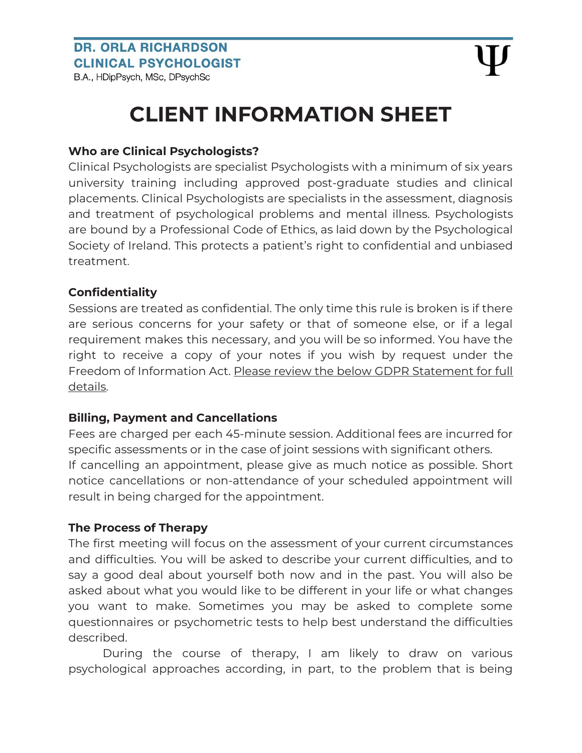**DR. ORLA RICHARDSON**
**CLINICAL PSYCHOLOGIST**
B.A., HDipPsych, MSc, DPsychSc

Ψ

# CLIENT INFORMATION SHEET

**Who are Clinical Psychologists?**

Clinical Psychologists are specialist Psychologists with a minimum of six years university training including approved post-graduate studies and clinical placements. Clinical Psychologists are specialists in the assessment, diagnosis and treatment of psychological problems and mental illness. Psychologists are bound by a Professional Code of Ethics, as laid down by the Psychological Society of Ireland. This protects a patient's right to confidential and unbiased treatment.

**Confidentiality**

Sessions are treated as confidential. The only time this rule is broken is if there are serious concerns for your safety or that of someone else, or if a legal requirement makes this necessary, and you will be so informed. You have the right to receive a copy of your notes if you wish by request under the Freedom of Information Act. Please review the below GDPR Statement for full details.

**Billing, Payment and Cancellations**

Fees are charged per each 45-minute session. Additional fees are incurred for specific assessments or in the case of joint sessions with significant others.
If cancelling an appointment, please give as much notice as possible. Short notice cancellations or non-attendance of your scheduled appointment will result in being charged for the appointment.

**The Process of Therapy**

The first meeting will focus on the assessment of your current circumstances and difficulties. You will be asked to describe your current difficulties, and to say a good deal about yourself both now and in the past. You will also be asked about what you would like to be different in your life or what changes you want to make. Sometimes you may be asked to complete some questionnaires or psychometric tests to help best understand the difficulties described.

During the course of therapy, I am likely to draw on various psychological approaches according, in part, to the problem that is being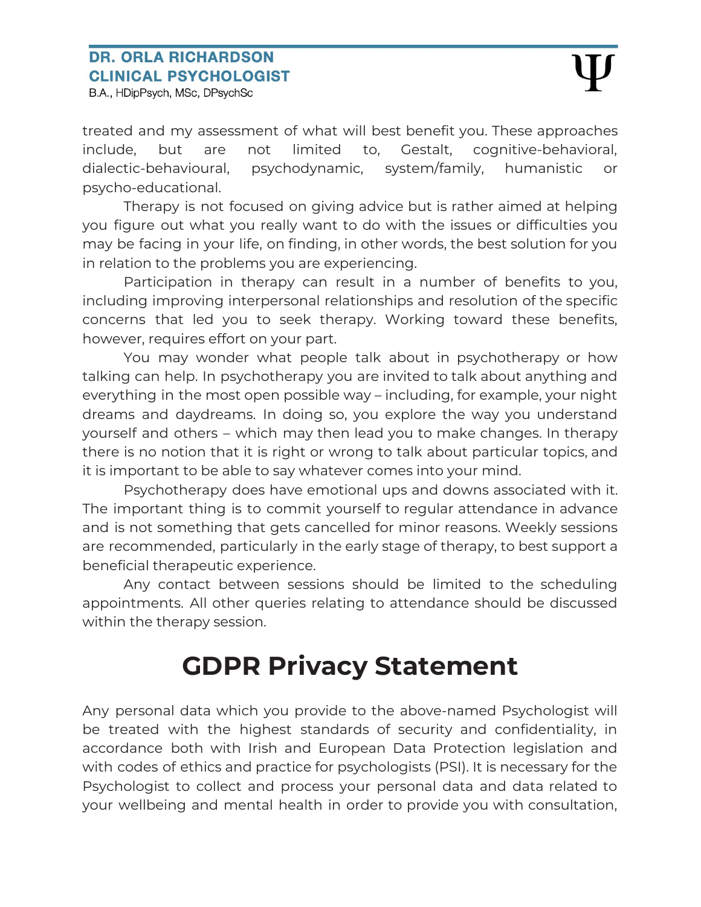treated and my assessment of what will best benefit you. These approaches include, but are not limited to, Gestalt, cognitive-behavioral, dialectic-behavioural, psychodynamic, system/family, humanistic or psycho-educational.

Therapy is not focused on giving advice but is rather aimed at helping you figure out what you really want to do with the issues or difficulties you may be facing in your life, on finding, in other words, the best solution for you in relation to the problems you are experiencing.

Participation in therapy can result in a number of benefits to you, including improving interpersonal relationships and resolution of the specific concerns that led you to seek therapy. Working toward these benefits, however, requires effort on your part.

You may wonder what people talk about in psychotherapy or how talking can help. In psychotherapy you are invited to talk about anything and everything in the most open possible way – including, for example, your night dreams and daydreams. In doing so, you explore the way you understand yourself and others – which may then lead you to make changes. In therapy there is no notion that it is right or wrong to talk about particular topics, and it is important to be able to say whatever comes into your mind.

Psychotherapy does have emotional ups and downs associated with it. The important thing is to commit yourself to regular attendance in advance and is not something that gets cancelled for minor reasons. Weekly sessions are recommended, particularly in the early stage of therapy, to best support a beneficial therapeutic experience.

Any contact between sessions should be limited to the scheduling appointments. All other queries relating to attendance should be discussed within the therapy session.

# GDPR Privacy Statement

Any personal data which you provide to the above-named Psychologist will be treated with the highest standards of security and confidentiality, in accordance both with Irish and European Data Protection legislation and with codes of ethics and practice for psychologists (PSI). It is necessary for the Psychologist to collect and process your personal data and data related to your wellbeing and mental health in order to provide you with consultation,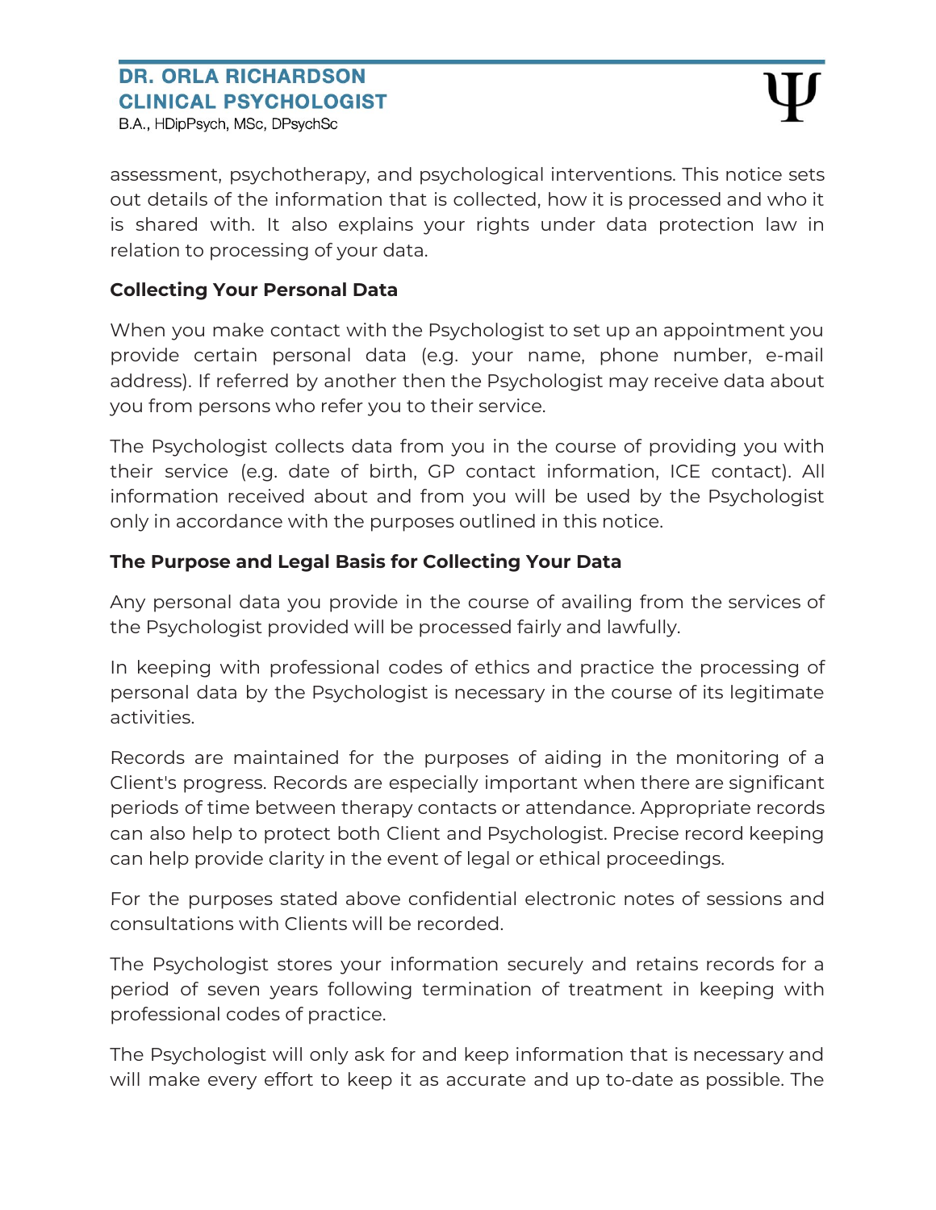assessment, psychotherapy, and psychological interventions. This notice sets out details of the information that is collected, how it is processed and who it is shared with. It also explains your rights under data protection law in relation to processing of your data.

**Collecting Your Personal Data**

When you make contact with the Psychologist to set up an appointment you provide certain personal data (e.g. your name, phone number, e-mail address). If referred by another then the Psychologist may receive data about you from persons who refer you to their service.

The Psychologist collects data from you in the course of providing you with their service (e.g. date of birth, GP contact information, ICE contact). All information received about and from you will be used by the Psychologist only in accordance with the purposes outlined in this notice.

**The Purpose and Legal Basis for Collecting Your Data**

Any personal data you provide in the course of availing from the services of the Psychologist provided will be processed fairly and lawfully.

In keeping with professional codes of ethics and practice the processing of personal data by the Psychologist is necessary in the course of its legitimate activities.

Records are maintained for the purposes of aiding in the monitoring of a Client's progress. Records are especially important when there are significant periods of time between therapy contacts or attendance. Appropriate records can also help to protect both Client and Psychologist. Precise record keeping can help provide clarity in the event of legal or ethical proceedings.

For the purposes stated above confidential electronic notes of sessions and consultations with Clients will be recorded.

The Psychologist stores your information securely and retains records for a period of seven years following termination of treatment in keeping with professional codes of practice.

The Psychologist will only ask for and keep information that is necessary and will make every effort to keep it as accurate and up to-date as possible. The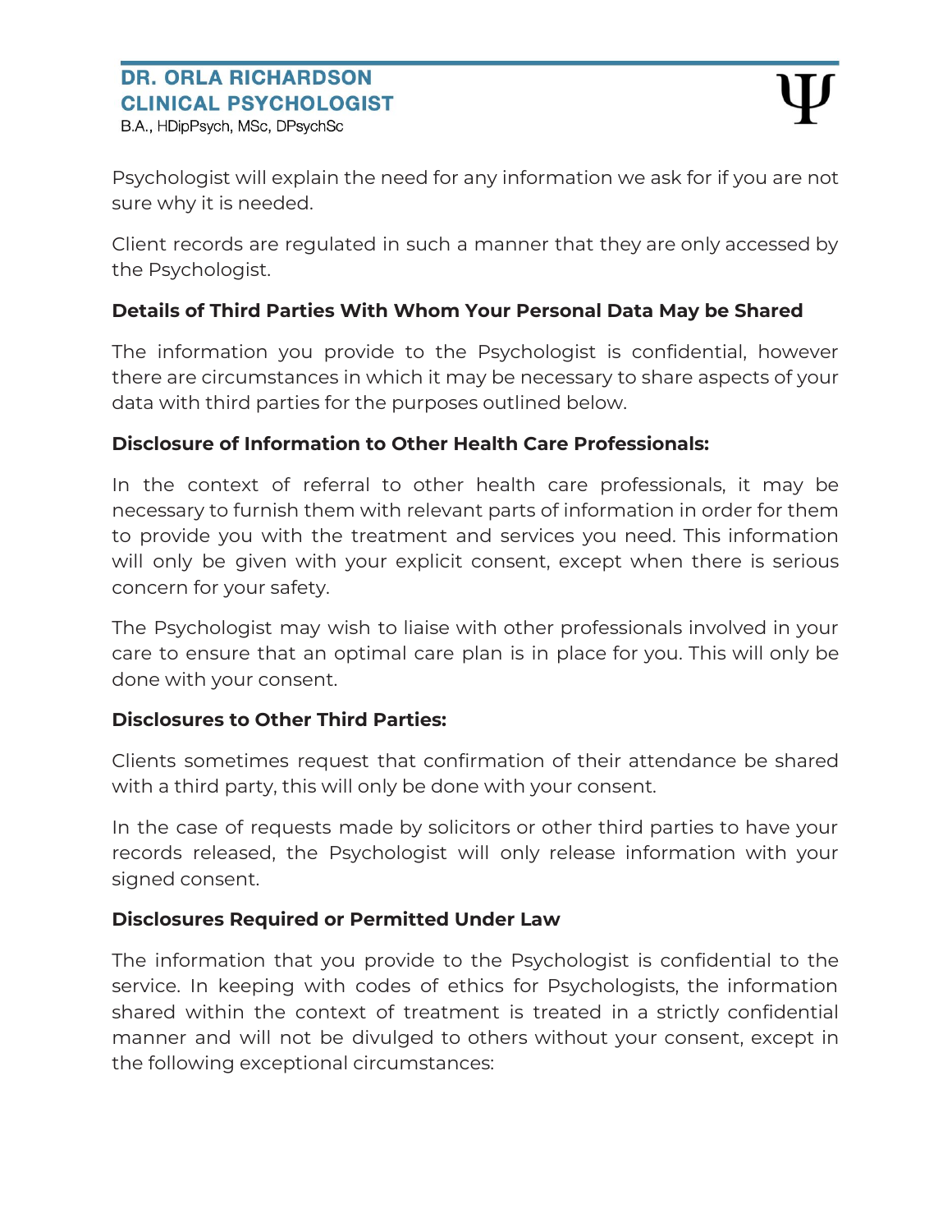Psychologist will explain the need for any information we ask for if you are not sure why it is needed.

Client records are regulated in such a manner that they are only accessed by the Psychologist.

**Details of Third Parties With Whom Your Personal Data May be Shared**

The information you provide to the Psychologist is confidential, however there are circumstances in which it may be necessary to share aspects of your data with third parties for the purposes outlined below.

**Disclosure of Information to Other Health Care Professionals:**

In the context of referral to other health care professionals, it may be necessary to furnish them with relevant parts of information in order for them to provide you with the treatment and services you need. This information will only be given with your explicit consent, except when there is serious concern for your safety.

The Psychologist may wish to liaise with other professionals involved in your care to ensure that an optimal care plan is in place for you. This will only be done with your consent.

**Disclosures to Other Third Parties:**

Clients sometimes request that confirmation of their attendance be shared with a third party, this will only be done with your consent.

In the case of requests made by solicitors or other third parties to have your records released, the Psychologist will only release information with your signed consent.

**Disclosures Required or Permitted Under Law**

The information that you provide to the Psychologist is confidential to the service. In keeping with codes of ethics for Psychologists, the information shared within the context of treatment is treated in a strictly confidential manner and will not be divulged to others without your consent, except in the following exceptional circumstances: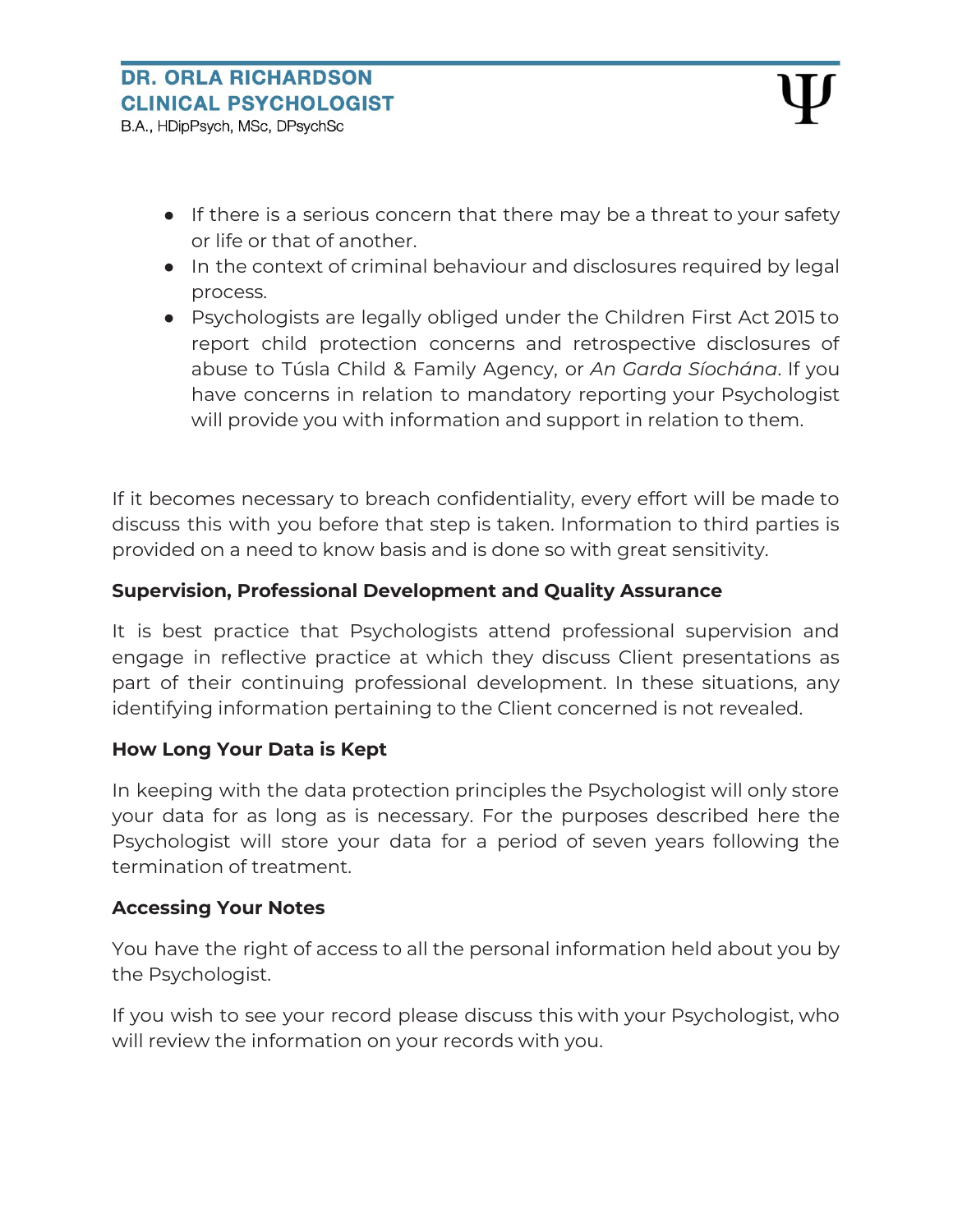- If there is a serious concern that there may be a threat to your safety or life or that of another.
- In the context of criminal behaviour and disclosures required by legal process.
- Psychologists are legally obliged under the Children First Act 2015 to report child protection concerns and retrospective disclosures of abuse to Túsla Child & Family Agency, or *An Garda Síochána*. If you have concerns in relation to mandatory reporting your Psychologist will provide you with information and support in relation to them.

If it becomes necessary to breach confidentiality, every effort will be made to discuss this with you before that step is taken. Information to third parties is provided on a need to know basis and is done so with great sensitivity.

**Supervision, Professional Development and Quality Assurance**

It is best practice that Psychologists attend professional supervision and engage in reflective practice at which they discuss Client presentations as part of their continuing professional development. In these situations, any identifying information pertaining to the Client concerned is not revealed.

**How Long Your Data is Kept**

In keeping with the data protection principles the Psychologist will only store your data for as long as is necessary. For the purposes described here the Psychologist will store your data for a period of seven years following the termination of treatment.

**Accessing Your Notes**

You have the right of access to all the personal information held about you by the Psychologist.

If you wish to see your record please discuss this with your Psychologist, who will review the information on your records with you.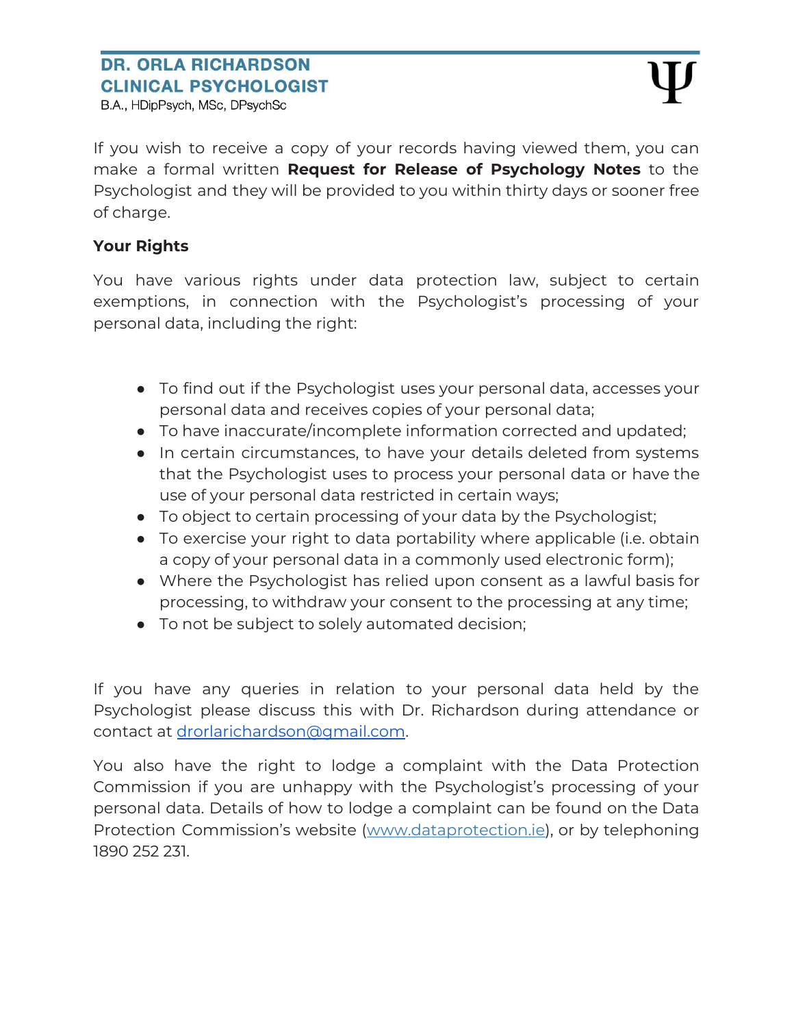If you wish to receive a copy of your records having viewed them, you can make a formal written **Request for Release of Psychology Notes** to the Psychologist and they will be provided to you within thirty days or sooner free of charge.

**Your Rights**

You have various rights under data protection law, subject to certain exemptions, in connection with the Psychologist's processing of your personal data, including the right:

- To find out if the Psychologist uses your personal data, accesses your personal data and receives copies of your personal data;
- To have inaccurate/incomplete information corrected and updated;
- In certain circumstances, to have your details deleted from systems that the Psychologist uses to process your personal data or have the use of your personal data restricted in certain ways;
- To object to certain processing of your data by the Psychologist;
- To exercise your right to data portability where applicable (i.e. obtain a copy of your personal data in a commonly used electronic form);
- Where the Psychologist has relied upon consent as a lawful basis for processing, to withdraw your consent to the processing at any time;
- To not be subject to solely automated decision;

If you have any queries in relation to your personal data held by the Psychologist please discuss this with Dr. Richardson during attendance or contact at drorlarichardson@gmail.com.

You also have the right to lodge a complaint with the Data Protection Commission if you are unhappy with the Psychologist's processing of your personal data. Details of how to lodge a complaint can be found on the Data Protection Commission's website (www.dataprotection.ie), or by telephoning 1890 252 231.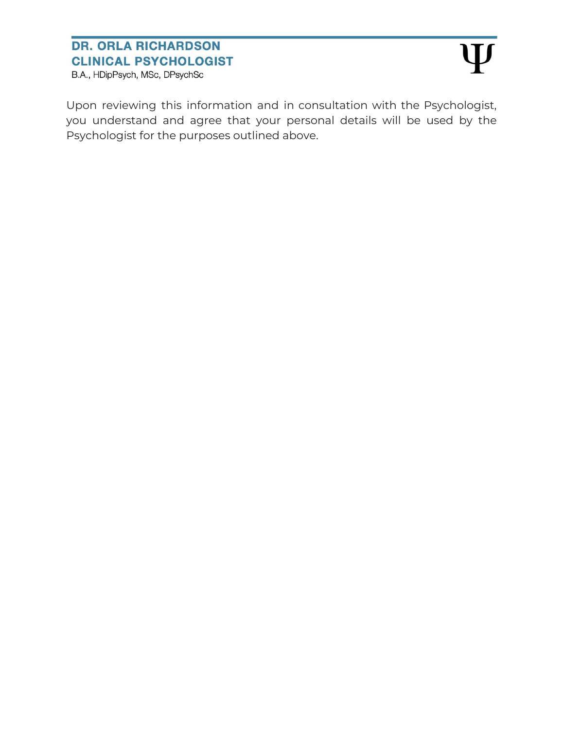Upon reviewing this information and in consultation with the Psychologist, you understand and agree that your personal details will be used by the Psychologist for the purposes outlined above.